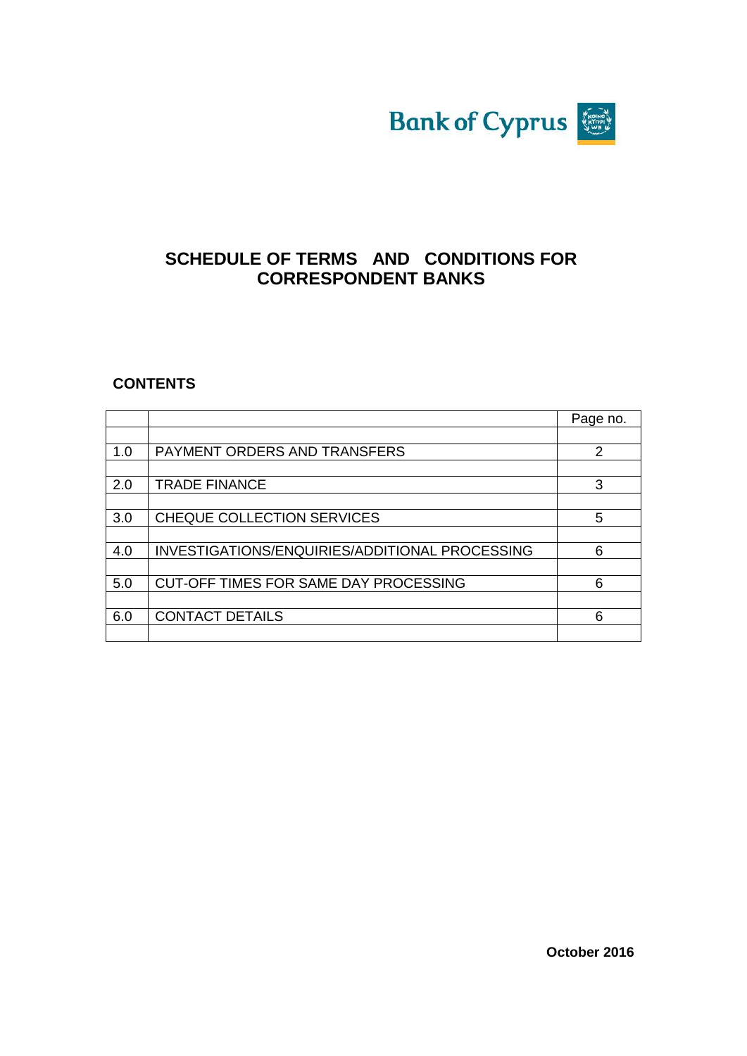Bank of Cyprus

# SCHEDULE OF TERMS AND CONDITIONS FOR CORRESPONDENT BANKS

## CONTENTS

| | | Page no. |
|---|---|---|
| | | |
| 1.0 | PAYMENT ORDERS AND TRANSFERS | 2 |
| | | |
| 2.0 | TRADE FINANCE | 3 |
| | | |
| 3.0 | CHEQUE COLLECTION SERVICES | 5 |
| | | |
| 4.0 | INVESTIGATIONS/ENQUIRIES/ADDITIONAL PROCESSING | 6 |
| | | |
| 5.0 | CUT-OFF TIMES FOR SAME DAY PROCESSING | 6 |
| | | |
| 6.0 | CONTACT DETAILS | 6 |
| | | |

**October 2016**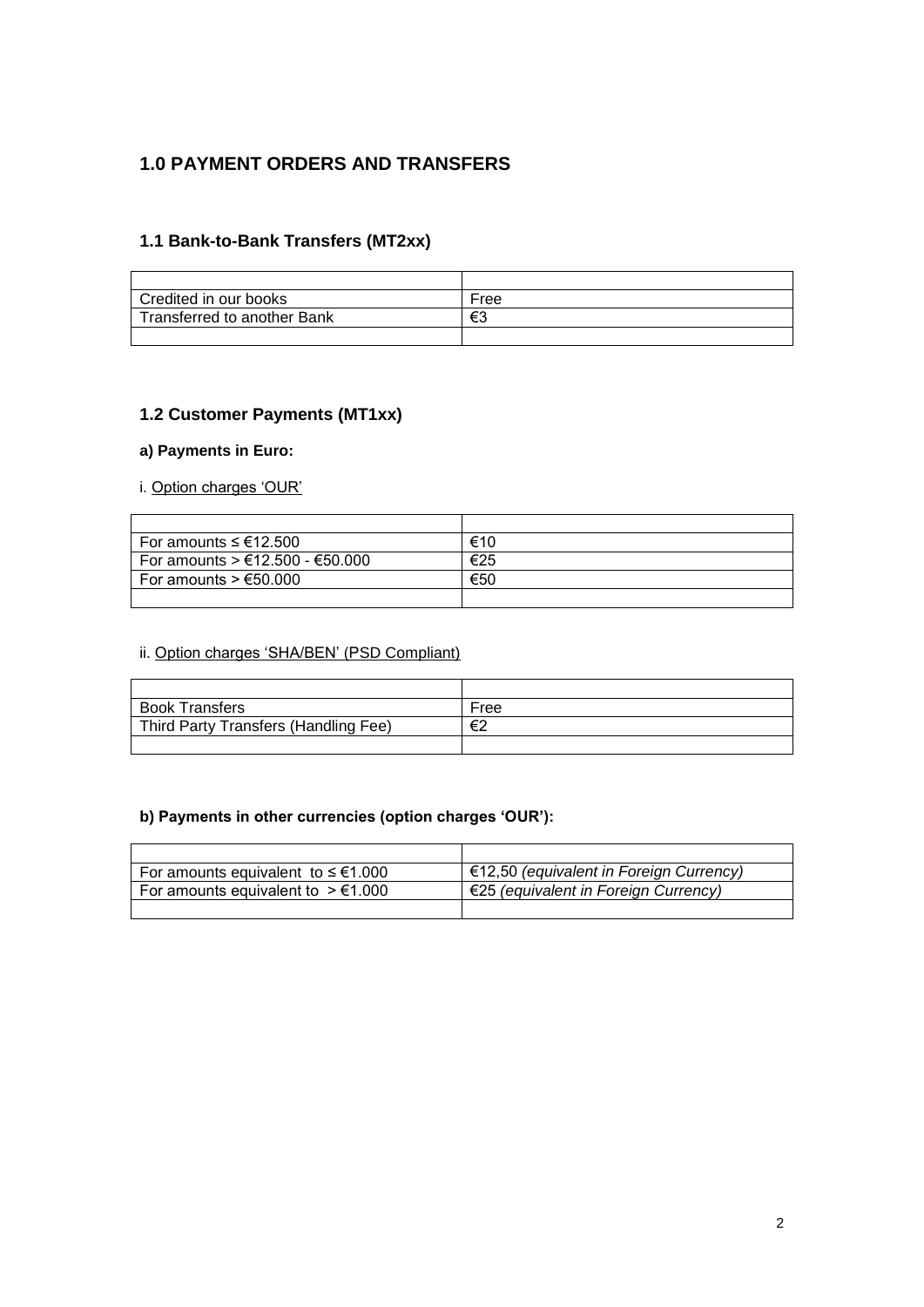## 1.0 PAYMENT ORDERS AND TRANSFERS

### 1.1 Bank-to-Bank Transfers (MT2xx)

| | |
|---|---|
| Credited in our books | Free |
| Transferred to another Bank | €3 |
| | |

### 1.2 Customer Payments (MT1xx)

#### a) Payments in Euro:

i. Option charges 'OUR'

| | |
|---|---|
| For amounts ≤ €12.500 | €10 |
| For amounts > €12.500 - €50.000 | €25 |
| For amounts > €50.000 | €50 |
| | |

ii. Option charges 'SHA/BEN' (PSD Compliant)

| | |
|---|---|
| Book Transfers | Free |
| Third Party Transfers (Handling Fee) | €2 |
| | |

#### b) Payments in other currencies (option charges 'OUR'):

| | |
|---|---|
| For amounts equivalent to ≤ €1.000 | €12,50 *(equivalent in Foreign Currency)* |
| For amounts equivalent to > €1.000 | €25 *(equivalent in Foreign Currency)* |
| | |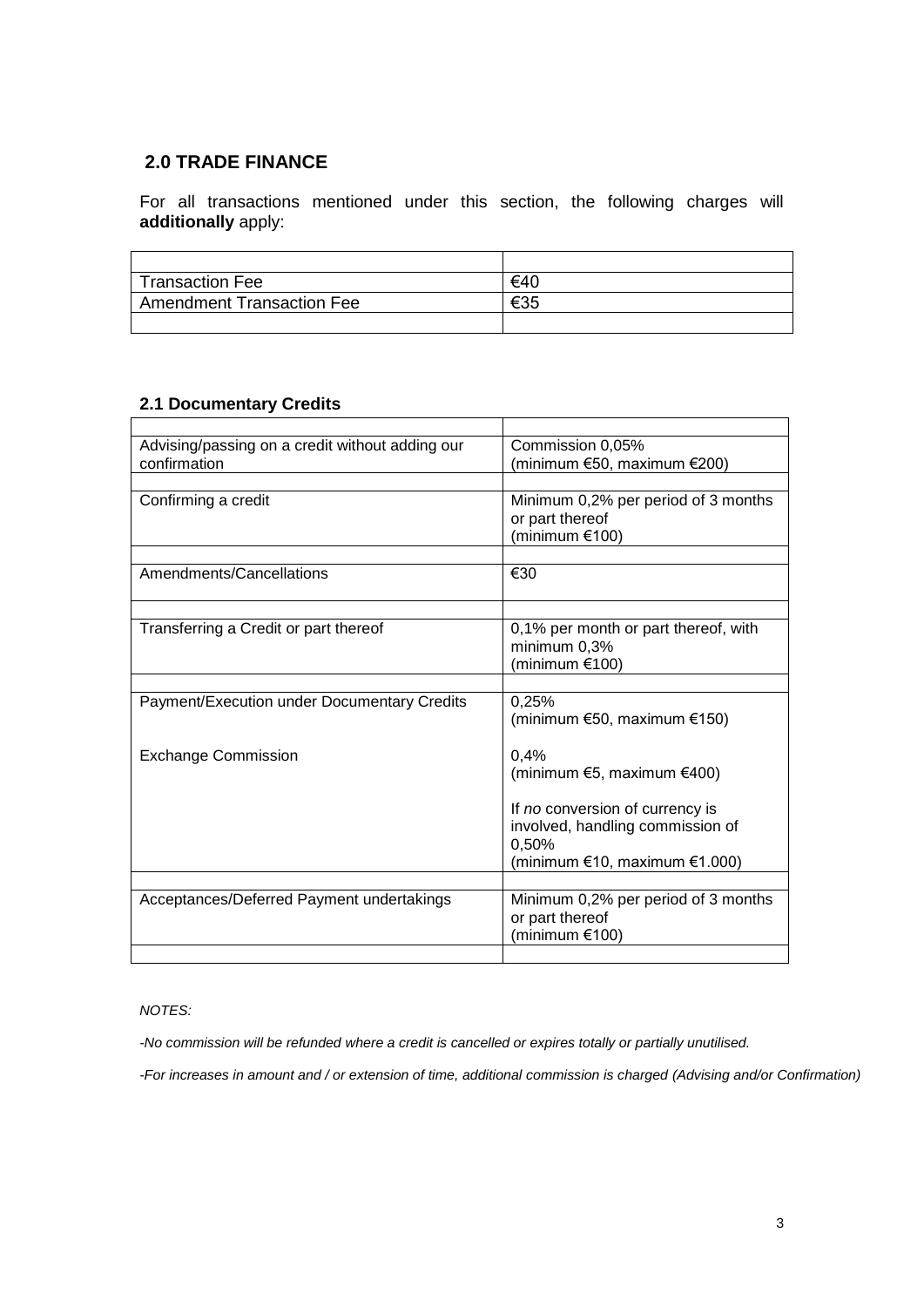## 2.0 TRADE FINANCE

For all transactions mentioned under this section, the following charges will **additionally** apply:

| | |
|---|---|
| Transaction Fee | €40 |
| Amendment Transaction Fee | €35 |

### 2.1 Documentary Credits

| | |
|---|---|
| Advising/passing on a credit without adding our confirmation | Commission 0,05%<br>(minimum €50, maximum €200) |
| Confirming a credit | Minimum 0,2% per period of 3 months or part thereof<br>(minimum €100) |
| Amendments/Cancellations | €30 |
| Transferring a Credit or part thereof | 0,1% per month or part thereof, with minimum 0,3%<br>(minimum €100) |
| Payment/Execution under Documentary Credits | 0,25%<br>(minimum €50, maximum €150) |
| Exchange Commission | 0,4%<br>(minimum €5, maximum €400)<br><br>If *no* conversion of currency is involved, handling commission of 0,50%<br>(minimum €10, maximum €1.000) |
| Acceptances/Deferred Payment undertakings | Minimum 0,2% per period of 3 months or part thereof<br>(minimum €100) |

*NOTES:*

*-No commission will be refunded where a credit is cancelled or expires totally or partially unutilised.*

*-For increases in amount and / or extension of time, additional commission is charged (Advising and/or Confirmation)*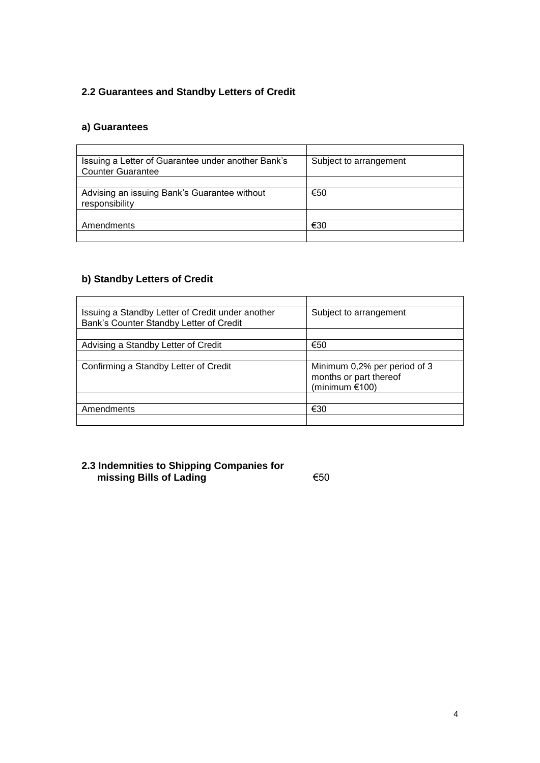## 2.2 Guarantees and Standby Letters of Credit

### a) Guarantees

| | |
|---|---|
| Issuing a Letter of Guarantee under another Bank's Counter Guarantee | Subject to arrangement |
| Advising an issuing Bank's Guarantee without responsibility | €50 |
| Amendments | €30 |

### b) Standby Letters of Credit

| | |
|---|---|
| Issuing a Standby Letter of Credit under another Bank's Counter Standby Letter of Credit | Subject to arrangement |
| Advising a Standby Letter of Credit | €50 |
| Confirming a Standby Letter of Credit | Minimum 0,2% per period of 3 months or part thereof (minimum €100) |
| Amendments | €30 |

## 2.3 Indemnities to Shipping Companies for missing Bills of Lading

€50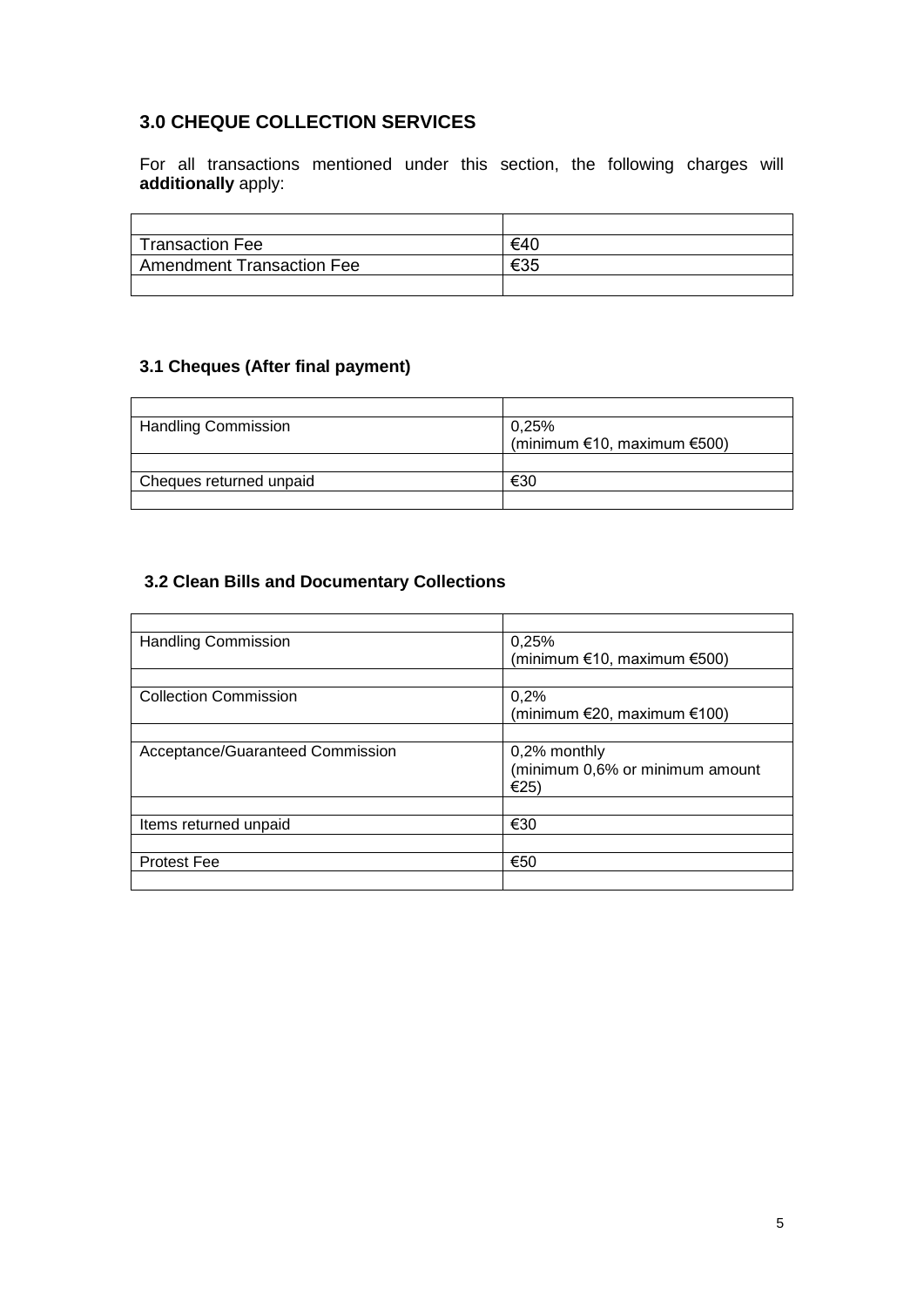## 3.0 CHEQUE COLLECTION SERVICES

For all transactions mentioned under this section, the following charges will **additionally** apply:

| | |
|---|---|
| Transaction Fee | €40 |
| Amendment Transaction Fee | €35 |

### 3.1 Cheques (After final payment)

| | |
|---|---|
| Handling Commission | 0,25%<br>(minimum €10, maximum €500) |
| Cheques returned unpaid | €30 |

### 3.2 Clean Bills and Documentary Collections

| | |
|---|---|
| Handling Commission | 0,25%<br>(minimum €10, maximum €500) |
| Collection Commission | 0,2%<br>(minimum €20, maximum €100) |
| Acceptance/Guaranteed Commission | 0,2% monthly<br>(minimum 0,6% or minimum amount €25) |
| Items returned unpaid | €30 |
| Protest Fee | €50 |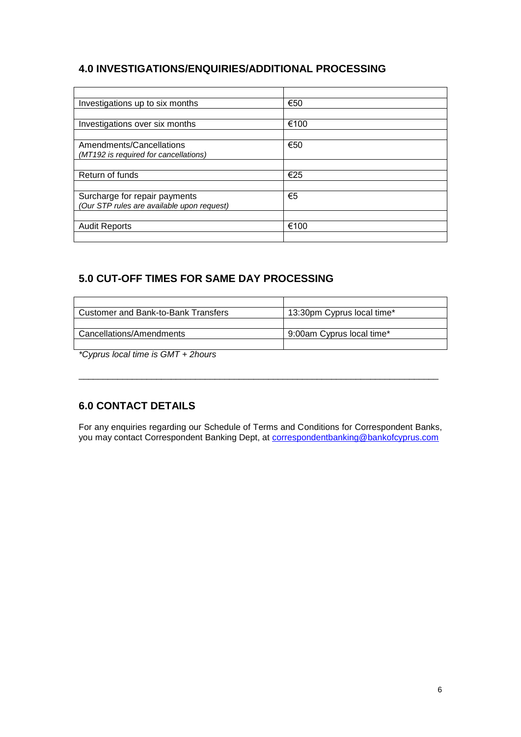## 4.0 INVESTIGATIONS/ENQUIRIES/ADDITIONAL PROCESSING

| | |
|---|---|
| Investigations up to six months | €50 |
| Investigations over six months | €100 |
| Amendments/Cancellations<br>*(MT192 is required for cancellations)* | €50 |
| Return of funds | €25 |
| Surcharge for repair payments<br>*(Our STP rules are available upon request)* | €5 |
| Audit Reports | €100 |

## 5.0 CUT-OFF TIMES FOR SAME DAY PROCESSING

| | |
|---|---|
| Customer and Bank-to-Bank Transfers | 13:30pm Cyprus local time* |
| Cancellations/Amendments | 9:00am Cyprus local time* |

*\*Cyprus local time is GMT + 2hours*

---

## 6.0 CONTACT DETAILS

For any enquiries regarding our Schedule of Terms and Conditions for Correspondent Banks, you may contact Correspondent Banking Dept, at correspondentbanking@bankofcyprus.com